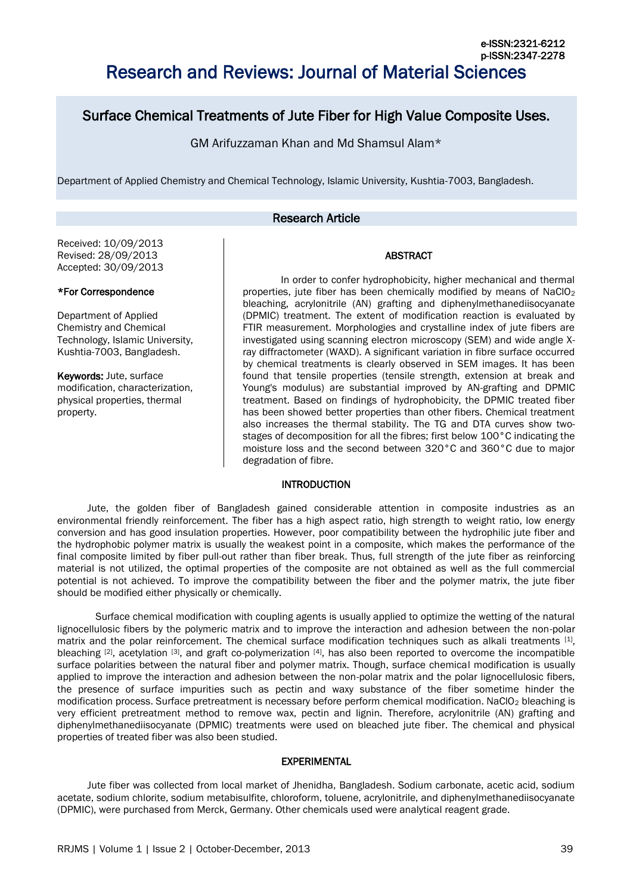# Research and Reviews: Journal of Material Sciences

e-ISSN:2321-6212
p-ISSN:2347-2278

## Surface Chemical Treatments of Jute Fiber for High Value Composite Uses.

GM Arifuzzaman Khan and Md Shamsul Alam*

Department of Applied Chemistry and Chemical Technology, Islamic University, Kushtia-7003, Bangladesh.

### Research Article

Received: 10/09/2013
Revised: 28/09/2013
Accepted: 30/09/2013

**\*For Correspondence**

Department of Applied Chemistry and Chemical Technology, Islamic University, Kushtia-7003, Bangladesh.

**Keywords:** Jute, surface modification, characterization, physical properties, thermal property.

### ABSTRACT

In order to confer hydrophobicity, higher mechanical and thermal properties, jute fiber has been chemically modified by means of $NaClO_2$ bleaching, acrylonitrile (AN) grafting and diphenylmethanediisocyanate (DPMIC) treatment. The extent of modification reaction is evaluated by FTIR measurement. Morphologies and crystalline index of jute fibers are investigated using scanning electron microscopy (SEM) and wide angle X-ray diffractometer (WAXD). A significant variation in fibre surface occurred by chemical treatments is clearly observed in SEM images. It has been found that tensile properties (tensile strength, extension at break and Young's modulus) are substantial improved by AN-grafting and DPMIC treatment. Based on findings of hydrophobicity, the DPMIC treated fiber has been showed better properties than other fibers. Chemical treatment also increases the thermal stability. The TG and DTA curves show two-stages of decomposition for all the fibres; first below 100°C indicating the moisture loss and the second between 320°C and 360°C due to major degradation of fibre.

### INTRODUCTION

Jute, the golden fiber of Bangladesh gained considerable attention in composite industries as an environmental friendly reinforcement. The fiber has a high aspect ratio, high strength to weight ratio, low energy conversion and has good insulation properties. However, poor compatibility between the hydrophilic jute fiber and the hydrophobic polymer matrix is usually the weakest point in a composite, which makes the performance of the final composite limited by fiber pull-out rather than fiber break. Thus, full strength of the jute fiber as reinforcing material is not utilized, the optimal properties of the composite are not obtained as well as the full commercial potential is not achieved. To improve the compatibility between the fiber and the polymer matrix, the jute fiber should be modified either physically or chemically.

Surface chemical modification with coupling agents is usually applied to optimize the wetting of the natural lignocellulosic fibers by the polymeric matrix and to improve the interaction and adhesion between the non-polar matrix and the polar reinforcement. The chemical surface modification techniques such as alkali treatments [1], bleaching [2], acetylation [3], and graft co-polymerization [4], has also been reported to overcome the incompatible surface polarities between the natural fiber and polymer matrix. Though, surface chemical modification is usually applied to improve the interaction and adhesion between the non-polar matrix and the polar lignocellulosic fibers, the presence of surface impurities such as pectin and waxy substance of the fiber sometime hinder the modification process. Surface pretreatment is necessary before perform chemical modification. $NaClO_2$ bleaching is very efficient pretreatment method to remove wax, pectin and lignin. Therefore, acrylonitrile (AN) grafting and diphenylmethanediisocyanate (DPMIC) treatments were used on bleached jute fiber. The chemical and physical properties of treated fiber was also been studied.

### EXPERIMENTAL

Jute fiber was collected from local market of Jhenidha, Bangladesh. Sodium carbonate, acetic acid, sodium acetate, sodium chlorite, sodium metabisulfite, chloroform, toluene, acrylonitrile, and diphenylmethanediisocyanate (DPMIC), were purchased from Merck, Germany. Other chemicals used were analytical reagent grade.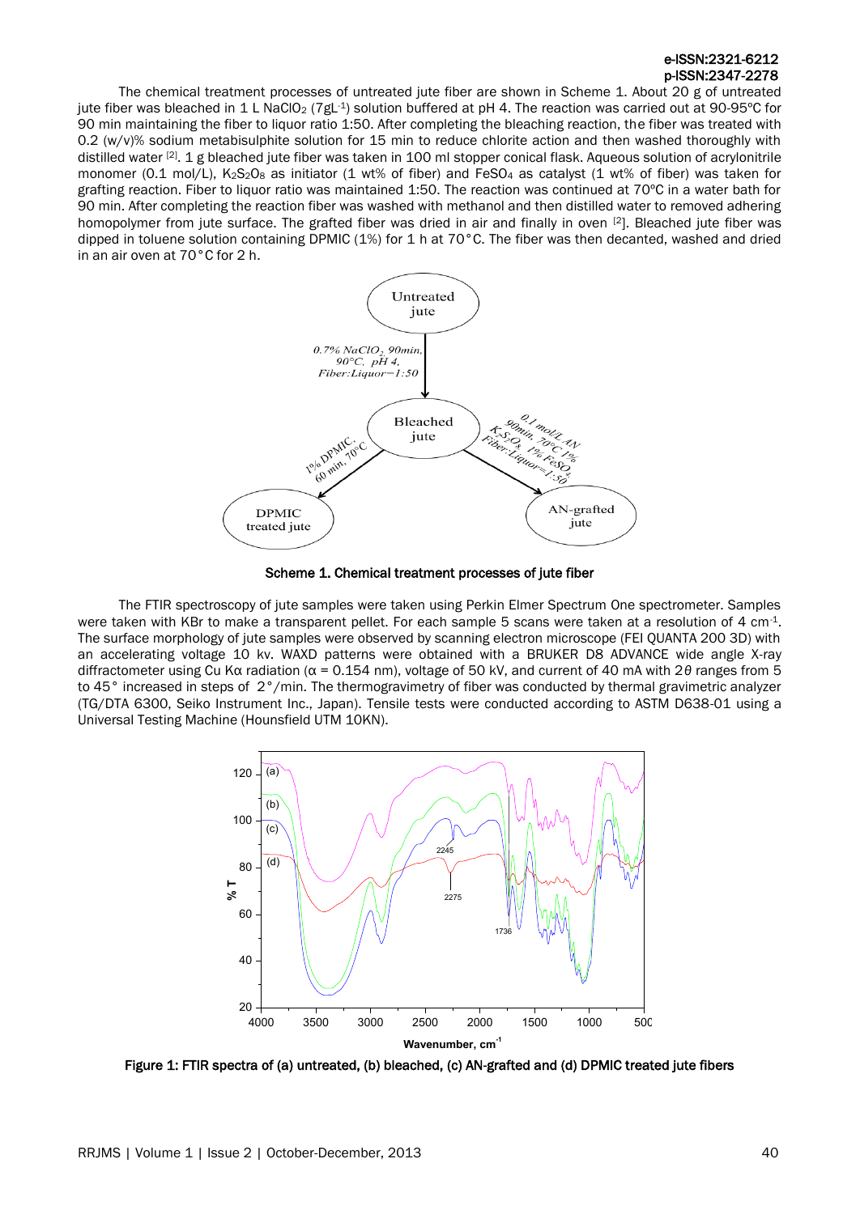The chemical treatment processes of untreated jute fiber are shown in Scheme 1. About 20 g of untreated jute fiber was bleached in 1 L $NaClO_2$ (7gL$^{-1}$) solution buffered at pH 4. The reaction was carried out at 90-95ºC for 90 min maintaining the fiber to liquor ratio 1:50. After completing the bleaching reaction, the fiber was treated with 0.2 (w/v)% sodium metabisulphite solution for 15 min to reduce chlorite action and then washed thoroughly with distilled water [2]. 1 g bleached jute fiber was taken in 100 ml stopper conical flask. Aqueous solution of acrylonitrile monomer (0.1 mol/L), $K_2S_2O_8$ as initiator (1 wt% of fiber) and $FeSO_4$ as catalyst (1 wt% of fiber) was taken for grafting reaction. Fiber to liquor ratio was maintained 1:50. The reaction was continued at 70ºC in a water bath for 90 min. After completing the reaction fiber was washed with methanol and then distilled water to removed adhering homopolymer from jute surface. The grafted fiber was dried in air and finally in oven [2]. Bleached jute fiber was dipped in toluene solution containing DPMIC (1%) for 1 h at 70°C. The fiber was then decanted, washed and dried in an air oven at 70°C for 2 h.

Untreated jute → (0.7% $NaClO_2$, 90min, 90°C, pH 4, Fiber:Liquor=1:50) → Bleached jute

Bleached jute → (1% DPMIC, 60 min, 70°C) → DPMIC treated jute

Bleached jute → (0.1 mol/L AN, 90min, 70°C 1% $K_2S_2O_8$, 1% $FeSO_4$, Fiber:Liquor=1:50) → AN-grafted jute

**Scheme 1. Chemical treatment processes of jute fiber**

The FTIR spectroscopy of jute samples were taken using Perkin Elmer Spectrum One spectrometer. Samples were taken with KBr to make a transparent pellet. For each sample 5 scans were taken at a resolution of 4 cm$^{-1}$. The surface morphology of jute samples were observed by scanning electron microscope (FEI QUANTA 200 3D) with an accelerating voltage 10 kv. WAXD patterns were obtained with a BRUKER D8 ADVANCE wide angle X-ray diffractometer using Cu Kα radiation (α = 0.154 nm), voltage of 50 kV, and current of 40 mA with $2\theta$ ranges from 5 to 45° increased in steps of 2°/min. The thermogravimetry of fiber was conducted by thermal gravimetric analyzer (TG/DTA 6300, Seiko Instrument Inc., Japan). Tensile tests were conducted according to ASTM D638-01 using a Universal Testing Machine (Hounsfield UTM 10KN).

**Figure 1: FTIR spectra of (a) untreated, (b) bleached, (c) AN-grafted and (d) DPMIC treated jute fibers**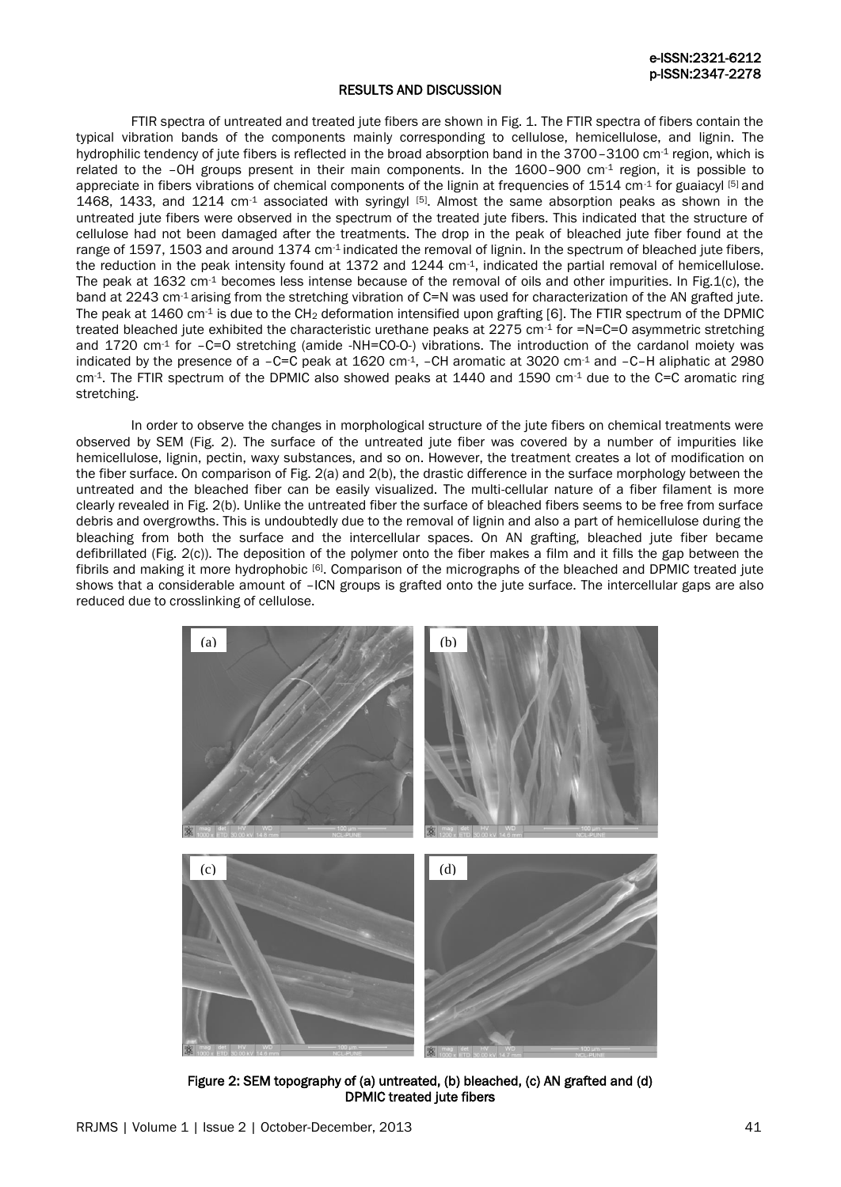## RESULTS AND DISCUSSION

FTIR spectra of untreated and treated jute fibers are shown in Fig. 1. The FTIR spectra of fibers contain the typical vibration bands of the components mainly corresponding to cellulose, hemicellulose, and lignin. The hydrophilic tendency of jute fibers is reflected in the broad absorption band in the 3700–3100 $cm^{-1}$ region, which is related to the –OH groups present in their main components. In the 1600–900 $cm^{-1}$ region, it is possible to appreciate in fibers vibrations of chemical components of the lignin at frequencies of 1514 $cm^{-1}$ for guaiacyl [5] and 1468, 1433, and 1214 $cm^{-1}$ associated with syringyl [5]. Almost the same absorption peaks as shown in the untreated jute fibers were observed in the spectrum of the treated jute fibers. This indicated that the structure of cellulose had not been damaged after the treatments. The drop in the peak of bleached jute fiber found at the range of 1597, 1503 and around 1374 $cm^{-1}$ indicated the removal of lignin. In the spectrum of bleached jute fibers, the reduction in the peak intensity found at 1372 and 1244 $cm^{-1}$, indicated the partial removal of hemicellulose. The peak at 1632 $cm^{-1}$ becomes less intense because of the removal of oils and other impurities. In Fig.1(c), the band at 2243 $cm^{-1}$ arising from the stretching vibration of C≡N was used for characterization of the AN grafted jute. The peak at 1460 $cm^{-1}$ is due to the $CH_2$ deformation intensified upon grafting [6]. The FTIR spectrum of the DPMIC treated bleached jute exhibited the characteristic urethane peaks at 2275 $cm^{-1}$ for =N=C=O asymmetric stretching and 1720 $cm^{-1}$ for –C=O stretching (amide -NH=CO-O-) vibrations. The introduction of the cardanol moiety was indicated by the presence of a –C=C peak at 1620 $cm^{-1}$, –CH aromatic at 3020 $cm^{-1}$ and –C–H aliphatic at 2980 $cm^{-1}$. The FTIR spectrum of the DPMIC also showed peaks at 1440 and 1590 $cm^{-1}$ due to the C=C aromatic ring stretching.

In order to observe the changes in morphological structure of the jute fibers on chemical treatments were observed by SEM (Fig. 2). The surface of the untreated jute fiber was covered by a number of impurities like hemicellulose, lignin, pectin, waxy substances, and so on. However, the treatment creates a lot of modification on the fiber surface. On comparison of Fig. 2(a) and 2(b), the drastic difference in the surface morphology between the untreated and the bleached fiber can be easily visualized. The multi-cellular nature of a fiber filament is more clearly revealed in Fig. 2(b). Unlike the untreated fiber the surface of bleached fibers seems to be free from surface debris and overgrowths. This is undoubtedly due to the removal of lignin and also a part of hemicellulose during the bleaching from both the surface and the intercellular spaces. On AN grafting, bleached jute fiber became defibrillated (Fig. 2(c)). The deposition of the polymer onto the fiber makes a film and it fills the gap between the fibrils and making it more hydrophobic [6]. Comparison of the micrographs of the bleached and DPMIC treated jute shows that a considerable amount of –ICN groups is grafted onto the jute surface. The intercellular gaps are also reduced due to crosslinking of cellulose.

**Figure 2: SEM topography of (a) untreated, (b) bleached, (c) AN grafted and (d) DPMIC treated jute fibers**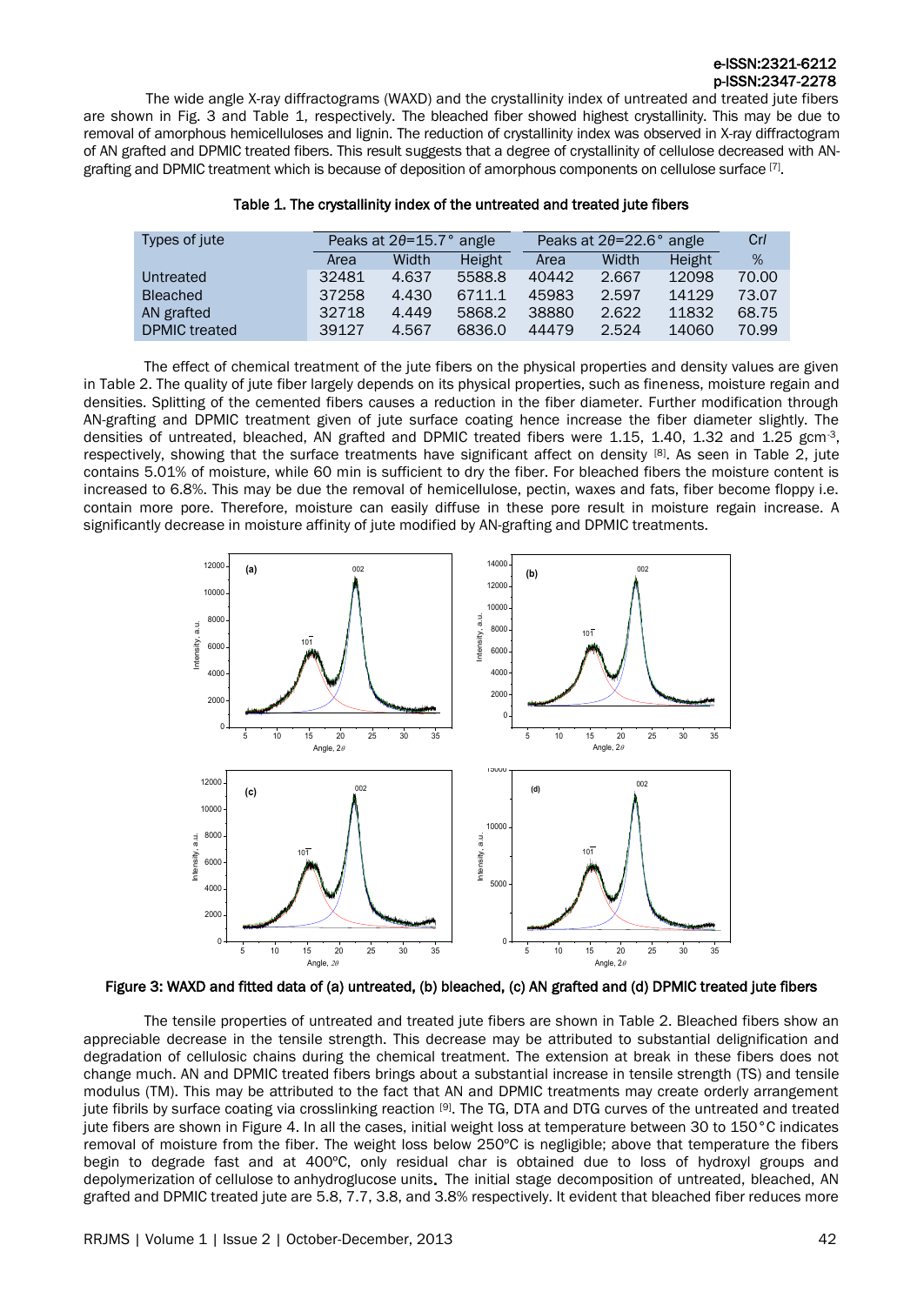The wide angle X-ray diffractograms (WAXD) and the crystallinity index of untreated and treated jute fibers are shown in Fig. 3 and Table 1, respectively. The bleached fiber showed highest crystallinity. This may be due to removal of amorphous hemicelluloses and lignin. The reduction of crystallinity index was observed in X-ray diffractogram of AN grafted and DPMIC treated fibers. This result suggests that a degree of crystallinity of cellulose decreased with AN-grafting and DPMIC treatment which is because of deposition of amorphous components on cellulose surface [7].

**Table 1. The crystallinity index of the untreated and treated jute fibers**

| Types of jute | Peaks at $2\theta$=15.7° angle | | | Peaks at $2\theta$=22.6° angle | | | Cr*I* |
|---|---|---|---|---|---|---|---|
| | Area | Width | Height | Area | Width | Height | % |
| Untreated | 32481 | 4.637 | 5588.8 | 40442 | 2.667 | 12098 | 70.00 |
| Bleached | 37258 | 4.430 | 6711.1 | 45983 | 2.597 | 14129 | 73.07 |
| AN grafted | 32718 | 4.449 | 5868.2 | 38880 | 2.622 | 11832 | 68.75 |
| DPMIC treated | 39127 | 4.567 | 6836.0 | 44479 | 2.524 | 14060 | 70.99 |

The effect of chemical treatment of the jute fibers on the physical properties and density values are given in Table 2. The quality of jute fiber largely depends on its physical properties, such as fineness, moisture regain and densities. Splitting of the cemented fibers causes a reduction in the fiber diameter. Further modification through AN-grafting and DPMIC treatment given of jute surface coating hence increase the fiber diameter slightly. The densities of untreated, bleached, AN grafted and DPMIC treated fibers were 1.15, 1.40, 1.32 and 1.25 gcm$^{-3}$, respectively, showing that the surface treatments have significant affect on density [8]. As seen in Table 2, jute contains 5.01% of moisture, while 60 min is sufficient to dry the fiber. For bleached fibers the moisture content is increased to 6.8%. This may be due the removal of hemicellulose, pectin, waxes and fats, fiber become floppy i.e. contain more pore. Therefore, moisture can easily diffuse in these pore result in moisture regain increase. A significantly decrease in moisture affinity of jute modified by AN-grafting and DPMIC treatments.

**Figure 3: WAXD and fitted data of (a) untreated, (b) bleached, (c) AN grafted and (d) DPMIC treated jute fibers**

The tensile properties of untreated and treated jute fibers are shown in Table 2. Bleached fibers show an appreciable decrease in the tensile strength. This decrease may be attributed to substantial delignification and degradation of cellulosic chains during the chemical treatment. The extension at break in these fibers does not change much. AN and DPMIC treated fibers brings about a substantial increase in tensile strength (TS) and tensile modulus (TM). This may be attributed to the fact that AN and DPMIC treatments may create orderly arrangement jute fibrils by surface coating via crosslinking reaction [9]. The TG, DTA and DTG curves of the untreated and treated jute fibers are shown in Figure 4. In all the cases, initial weight loss at temperature between 30 to 150°C indicates removal of moisture from the fiber. The weight loss below 250ºC is negligible; above that temperature the fibers begin to degrade fast and at 400ºC, only residual char is obtained due to loss of hydroxyl groups and depolymerization of cellulose to anhydroglucose units. The initial stage decomposition of untreated, bleached, AN grafted and DPMIC treated jute are 5.8, 7.7, 3.8, and 3.8% respectively. It evident that bleached fiber reduces more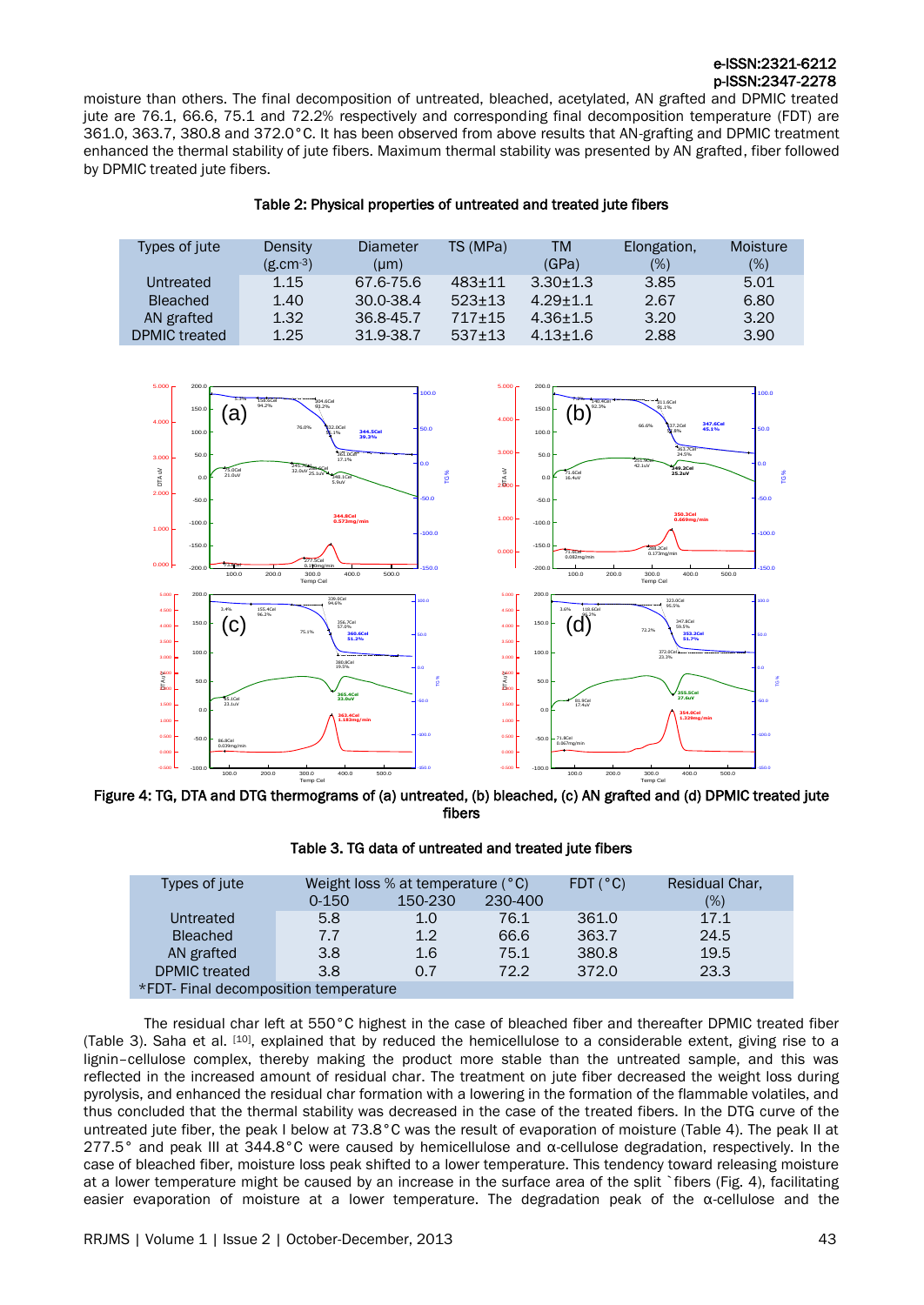moisture than others. The final decomposition of untreated, bleached, acetylated, AN grafted and DPMIC treated jute are 76.1, 66.6, 75.1 and 72.2% respectively and corresponding final decomposition temperature (FDT) are 361.0, 363.7, 380.8 and 372.0°C. It has been observed from above results that AN-grafting and DPMIC treatment enhanced the thermal stability of jute fibers. Maximum thermal stability was presented by AN grafted, fiber followed by DPMIC treated jute fibers.

**Table 2: Physical properties of untreated and treated jute fibers**

| Types of jute | Density ($g.cm^{-3}$) | Diameter (μm) | TS (MPa) | TM (GPa) | Elongation, (%) | Moisture (%) |
|---|---|---|---|---|---|---|
| Untreated | 1.15 | 67.6-75.6 | 483±11 | 3.30±1.3 | 3.85 | 5.01 |
| Bleached | 1.40 | 30.0-38.4 | 523±13 | 4.29±1.1 | 2.67 | 6.80 |
| AN grafted | 1.32 | 36.8-45.7 | 717±15 | 4.36±1.5 | 3.20 | 3.20 |
| DPMIC treated | 1.25 | 31.9-38.7 | 537±13 | 4.13±1.6 | 2.88 | 3.90 |

Figure 4: TG, DTA and DTG thermograms of (a) untreated, (b) bleached, (c) AN grafted and (d) DPMIC treated jute fibers

**Table 3. TG data of untreated and treated jute fibers**

| Types of jute | Weight loss % at temperature (°C) | | | FDT (°C) | Residual Char, (%) |
|---|---|---|---|---|---|
| | 0-150 | 150-230 | 230-400 | | |
| Untreated | 5.8 | 1.0 | 76.1 | 361.0 | 17.1 |
| Bleached | 7.7 | 1.2 | 66.6 | 363.7 | 24.5 |
| AN grafted | 3.8 | 1.6 | 75.1 | 380.8 | 19.5 |
| DPMIC treated | 3.8 | 0.7 | 72.2 | 372.0 | 23.3 |

*FDT- Final decomposition temperature

The residual char left at 550°C highest in the case of bleached fiber and thereafter DPMIC treated fiber (Table 3). Saha et al. [10], explained that by reduced the hemicellulose to a considerable extent, giving rise to a lignin–cellulose complex, thereby making the product more stable than the untreated sample, and this was reflected in the increased amount of residual char. The treatment on jute fiber decreased the weight loss during pyrolysis, and enhanced the residual char formation with a lowering in the formation of the flammable volatiles, and thus concluded that the thermal stability was decreased in the case of the treated fibers. In the DTG curve of the untreated jute fiber, the peak I below at 73.8°C was the result of evaporation of moisture (Table 4). The peak II at 277.5° and peak III at 344.8°C were caused by hemicellulose and α-cellulose degradation, respectively. In the case of bleached fiber, moisture loss peak shifted to a lower temperature. This tendency toward releasing moisture at a lower temperature might be caused by an increase in the surface area of the split `fibers (Fig. 4), facilitating easier evaporation of moisture at a lower temperature. The degradation peak of the α-cellulose and the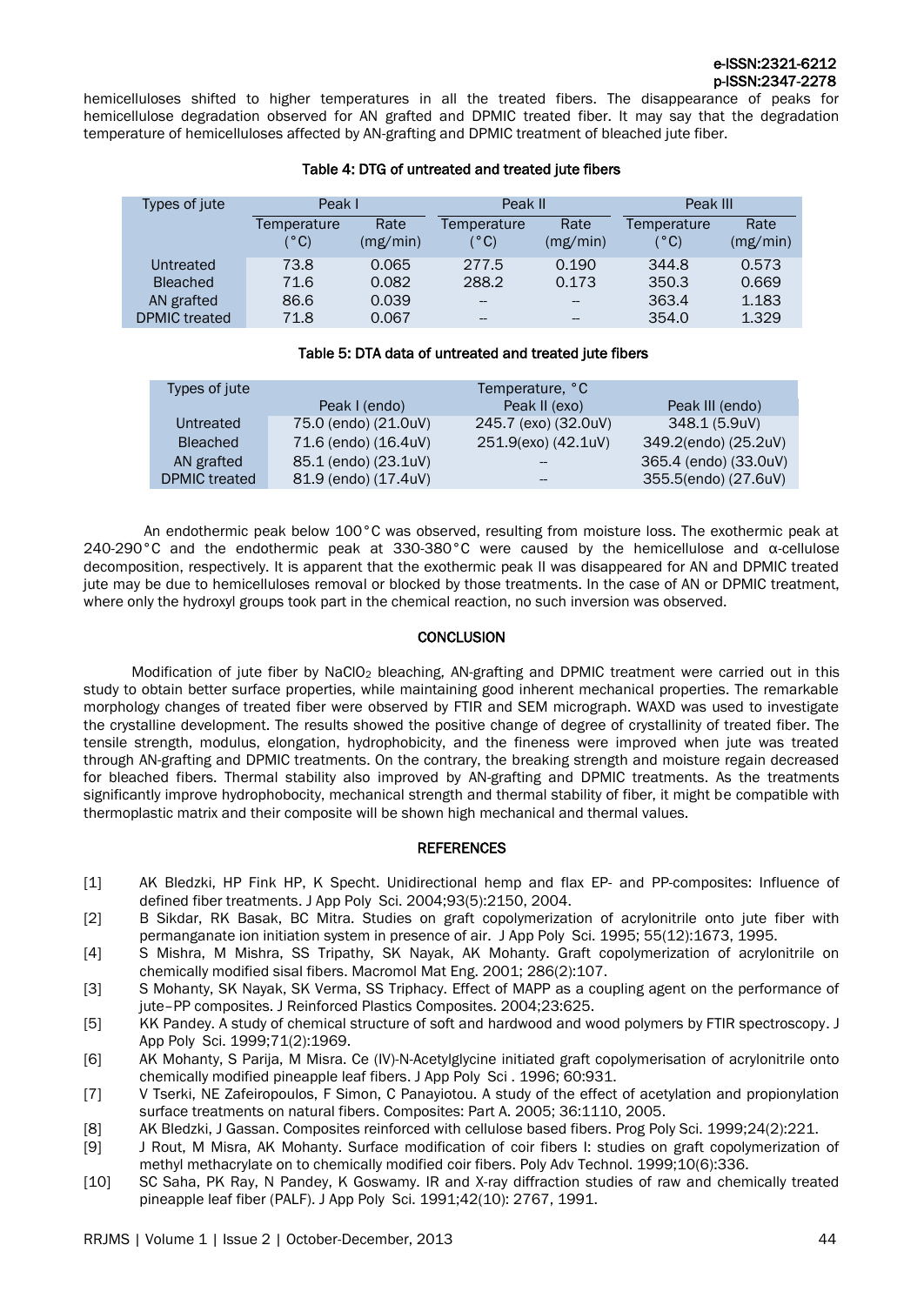hemicelluloses shifted to higher temperatures in all the treated fibers. The disappearance of peaks for hemicellulose degradation observed for AN grafted and DPMIC treated fiber. It may say that the degradation temperature of hemicelluloses affected by AN-grafting and DPMIC treatment of bleached jute fiber.

**Table 4: DTG of untreated and treated jute fibers**

| Types of jute | Peak I | | Peak II | | Peak III | |
|---|---|---|---|---|---|---|
| | Temperature (°C) | Rate (mg/min) | Temperature (°C) | Rate (mg/min) | Temperature (°C) | Rate (mg/min) |
| Untreated | 73.8 | 0.065 | 277.5 | 0.190 | 344.8 | 0.573 |
| Bleached | 71.6 | 0.082 | 288.2 | 0.173 | 350.3 | 0.669 |
| AN grafted | 86.6 | 0.039 | -- | -- | 363.4 | 1.183 |
| DPMIC treated | 71.8 | 0.067 | -- | -- | 354.0 | 1.329 |

**Table 5: DTA data of untreated and treated jute fibers**

| Types of jute | Temperature, °C | | |
|---|---|---|---|
| | Peak I (endo) | Peak II (exo) | Peak III (endo) |
| Untreated | 75.0 (endo) (21.0uV) | 245.7 (exo) (32.0uV) | 348.1 (5.9uV) |
| Bleached | 71.6 (endo) (16.4uV) | 251.9(exo) (42.1uV) | 349.2(endo) (25.2uV) |
| AN grafted | 85.1 (endo) (23.1uV) | -- | 365.4 (endo) (33.0uV) |
| DPMIC treated | 81.9 (endo) (17.4uV) | -- | 355.5(endo) (27.6uV) |

An endothermic peak below 100°C was observed, resulting from moisture loss. The exothermic peak at 240-290°C and the endothermic peak at 330-380°C were caused by the hemicellulose and α-cellulose decomposition, respectively. It is apparent that the exothermic peak II was disappeared for AN and DPMIC treated jute may be due to hemicelluloses removal or blocked by those treatments. In the case of AN or DPMIC treatment, where only the hydroxyl groups took part in the chemical reaction, no such inversion was observed.

## CONCLUSION

Modification of jute fiber by $NaClO_2$ bleaching, AN-grafting and DPMIC treatment were carried out in this study to obtain better surface properties, while maintaining good inherent mechanical properties. The remarkable morphology changes of treated fiber were observed by FTIR and SEM micrograph. WAXD was used to investigate the crystalline development. The results showed the positive change of degree of crystallinity of treated fiber. The tensile strength, modulus, elongation, hydrophobicity, and the fineness were improved when jute was treated through AN-grafting and DPMIC treatments. On the contrary, the breaking strength and moisture regain decreased for bleached fibers. Thermal stability also improved by AN-grafting and DPMIC treatments. As the treatments significantly improve hydrophobocity, mechanical strength and thermal stability of fiber, it might be compatible with thermoplastic matrix and their composite will be shown high mechanical and thermal values.

## REFERENCES

[1] AK Bledzki, HP Fink HP, K Specht. Unidirectional hemp and flax EP- and PP-composites: Influence of defined fiber treatments. J App Poly Sci. 2004;93(5):2150, 2004.

[2] B Sikdar, RK Basak, BC Mitra. Studies on graft copolymerization of acrylonitrile onto jute fiber with permanganate ion initiation system in presence of air. J App Poly Sci. 1995; 55(12):1673, 1995.

[4] S Mishra, M Mishra, SS Tripathy, SK Nayak, AK Mohanty. Graft copolymerization of acrylonitrile on chemically modified sisal fibers. Macromol Mat Eng. 2001; 286(2):107.

[3] S Mohanty, SK Nayak, SK Verma, SS Triphacy. Effect of MAPP as a coupling agent on the performance of jute–PP composites. J Reinforced Plastics Composites. 2004;23:625.

[5] KK Pandey. A study of chemical structure of soft and hardwood and wood polymers by FTIR spectroscopy. J App Poly Sci. 1999;71(2):1969.

[6] AK Mohanty, S Parija, M Misra. Ce (IV)-N-Acetylglycine initiated graft copolymerisation of acrylonitrile onto chemically modified pineapple leaf fibers. J App Poly Sci . 1996; 60:931.

[7] V Tserki, NE Zafeiropoulos, F Simon, C Panayiotou. A study of the effect of acetylation and propionylation surface treatments on natural fibers. Composites: Part A. 2005; 36:1110, 2005.

[8] AK Bledzki, J Gassan. Composites reinforced with cellulose based fibers. Prog Poly Sci. 1999;24(2):221.

[9] J Rout, M Misra, AK Mohanty. Surface modification of coir fibers I: studies on graft copolymerization of methyl methacrylate on to chemically modified coir fibers. Poly Adv Technol. 1999;10(6):336.

[10] SC Saha, PK Ray, N Pandey, K Goswamy. IR and X-ray diffraction studies of raw and chemically treated pineapple leaf fiber (PALF). J App Poly Sci. 1991;42(10): 2767, 1991.